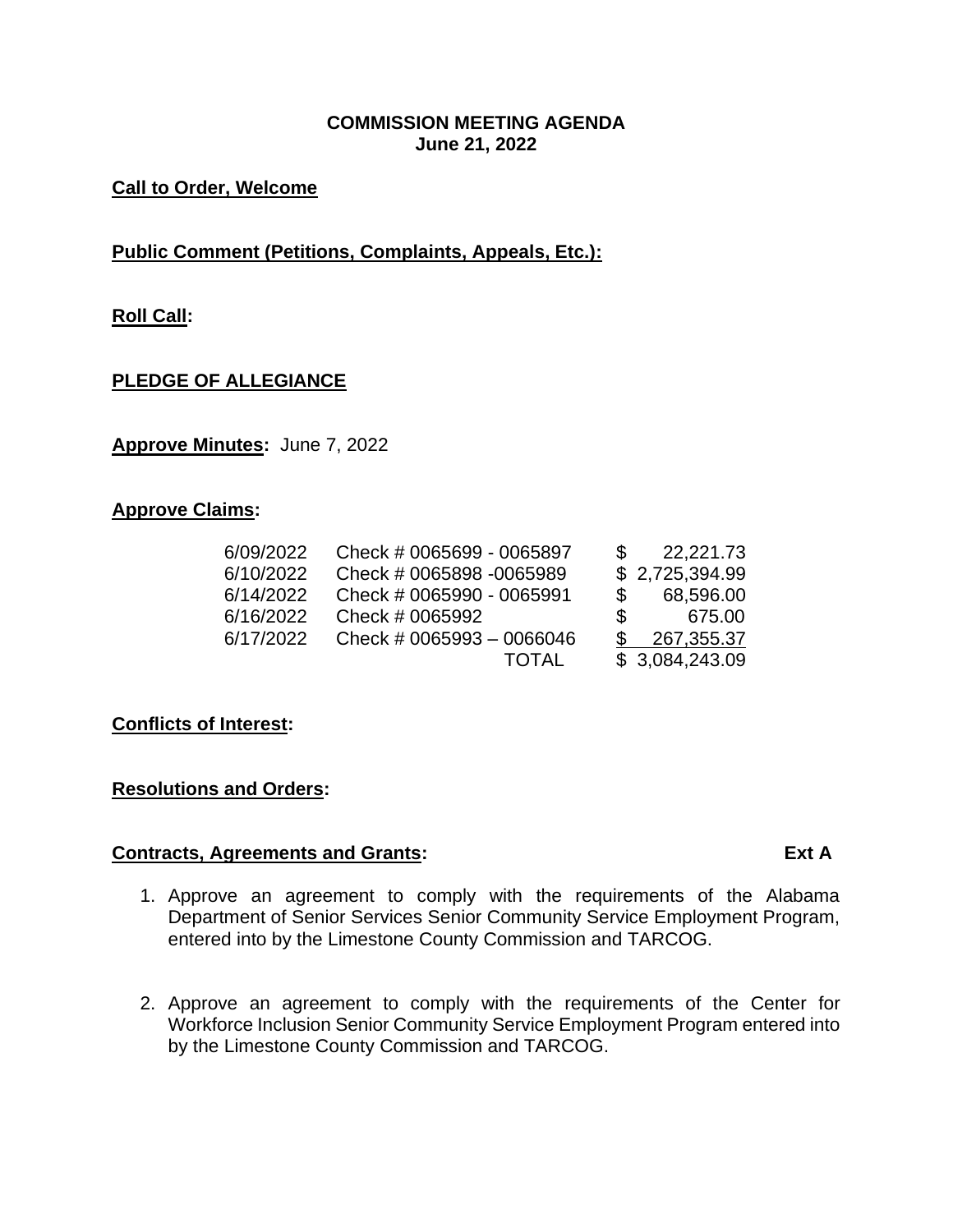**COMMISSION MEETING AGENDA**
**June 21, 2022**

**Call to Order, Welcome**

**Public Comment (Petitions, Complaints, Appeals, Etc.):**

**Roll Call:**

**PLEDGE OF ALLEGIANCE**

**Approve Minutes:** June 7, 2022

**Approve Claims:**

| | | |
|---|---|---|
| 6/09/2022 | Check # 0065699 - 0065897 | $ 22,221.73 |
| 6/10/2022 | Check # 0065898 -0065989 | $ 2,725,394.99 |
| 6/14/2022 | Check # 0065990 - 0065991 | $ 68,596.00 |
| 6/16/2022 | Check # 0065992 | $ 675.00 |
| 6/17/2022 | Check # 0065993 – 0066046 | $ 267,355.37 |
| | TOTAL | $ 3,084,243.09 |

**Conflicts of Interest:**

**Resolutions and Orders:**

**Contracts, Agreements and Grants:** **Ext A**

1. Approve an agreement to comply with the requirements of the Alabama Department of Senior Services Senior Community Service Employment Program, entered into by the Limestone County Commission and TARCOG.

2. Approve an agreement to comply with the requirements of the Center for Workforce Inclusion Senior Community Service Employment Program entered into by the Limestone County Commission and TARCOG.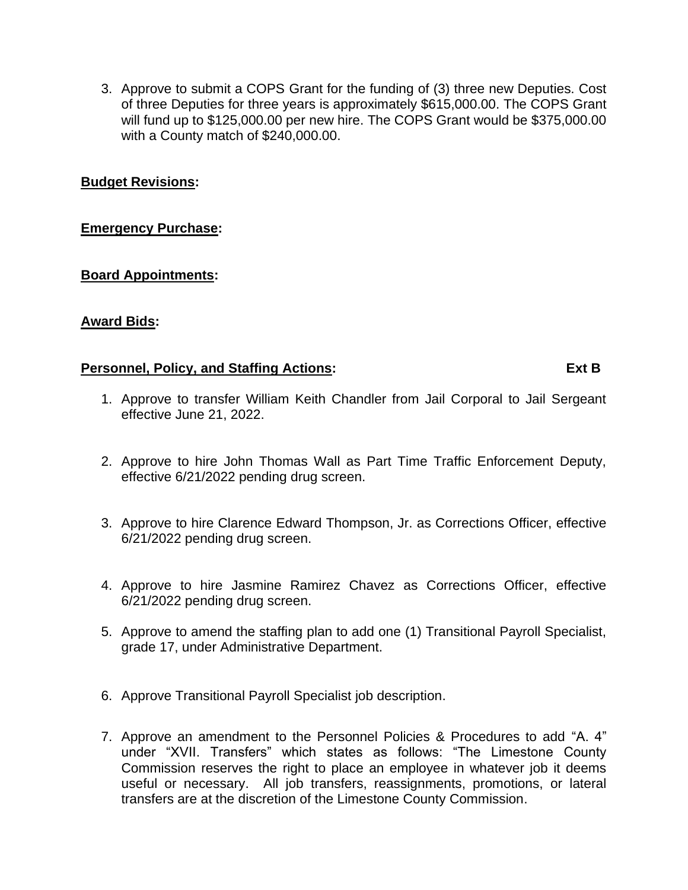3. Approve to submit a COPS Grant for the funding of (3) three new Deputies. Cost of three Deputies for three years is approximately $615,000.00. The COPS Grant will fund up to $125,000.00 per new hire. The COPS Grant would be $375,000.00 with a County match of $240,000.00.

**Budget Revisions:**

**Emergency Purchase:**

**Board Appointments:**

**Award Bids:**

**Personnel, Policy, and Staffing Actions:** **Ext B**

1. Approve to transfer William Keith Chandler from Jail Corporal to Jail Sergeant effective June 21, 2022.

2. Approve to hire John Thomas Wall as Part Time Traffic Enforcement Deputy, effective 6/21/2022 pending drug screen.

3. Approve to hire Clarence Edward Thompson, Jr. as Corrections Officer, effective 6/21/2022 pending drug screen.

4. Approve to hire Jasmine Ramirez Chavez as Corrections Officer, effective 6/21/2022 pending drug screen.

5. Approve to amend the staffing plan to add one (1) Transitional Payroll Specialist, grade 17, under Administrative Department.

6. Approve Transitional Payroll Specialist job description.

7. Approve an amendment to the Personnel Policies & Procedures to add "A. 4" under "XVII. Transfers" which states as follows: "The Limestone County Commission reserves the right to place an employee in whatever job it deems useful or necessary. All job transfers, reassignments, promotions, or lateral transfers are at the discretion of the Limestone County Commission.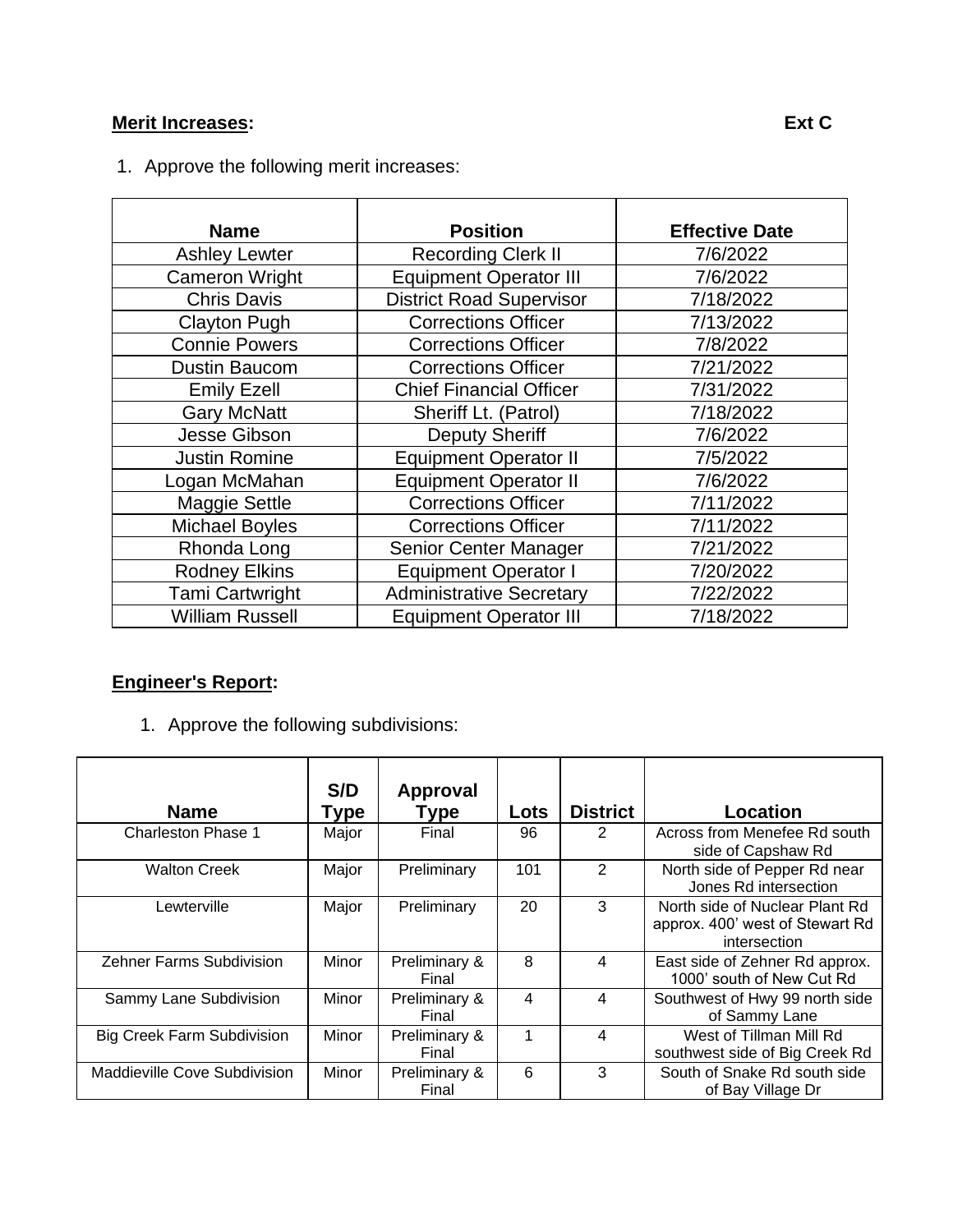**Merit Increases:** **Ext C**

1. Approve the following merit increases:

| Name | Position | Effective Date |
|---|---|---|
| Ashley Lewter | Recording Clerk II | 7/6/2022 |
| Cameron Wright | Equipment Operator III | 7/6/2022 |
| Chris Davis | District Road Supervisor | 7/18/2022 |
| Clayton Pugh | Corrections Officer | 7/13/2022 |
| Connie Powers | Corrections Officer | 7/8/2022 |
| Dustin Baucom | Corrections Officer | 7/21/2022 |
| Emily Ezell | Chief Financial Officer | 7/31/2022 |
| Gary McNatt | Sheriff Lt. (Patrol) | 7/18/2022 |
| Jesse Gibson | Deputy Sheriff | 7/6/2022 |
| Justin Romine | Equipment Operator II | 7/5/2022 |
| Logan McMahan | Equipment Operator II | 7/6/2022 |
| Maggie Settle | Corrections Officer | 7/11/2022 |
| Michael Boyles | Corrections Officer | 7/11/2022 |
| Rhonda Long | Senior Center Manager | 7/21/2022 |
| Rodney Elkins | Equipment Operator I | 7/20/2022 |
| Tami Cartwright | Administrative Secretary | 7/22/2022 |
| William Russell | Equipment Operator III | 7/18/2022 |

**Engineer's Report:**

1. Approve the following subdivisions:

| Name | S/D Type | Approval Type | Lots | District | Location |
|---|---|---|---|---|---|
| Charleston Phase 1 | Major | Final | 96 | 2 | Across from Menefee Rd south side of Capshaw Rd |
| Walton Creek | Major | Preliminary | 101 | 2 | North side of Pepper Rd near Jones Rd intersection |
| Lewterville | Major | Preliminary | 20 | 3 | North side of Nuclear Plant Rd approx. 400' west of Stewart Rd intersection |
| Zehner Farms Subdivision | Minor | Preliminary & Final | 8 | 4 | East side of Zehner Rd approx. 1000' south of New Cut Rd |
| Sammy Lane Subdivision | Minor | Preliminary & Final | 4 | 4 | Southwest of Hwy 99 north side of Sammy Lane |
| Big Creek Farm Subdivision | Minor | Preliminary & Final | 1 | 4 | West of Tillman Mill Rd southwest side of Big Creek Rd |
| Maddieville Cove Subdivision | Minor | Preliminary & Final | 6 | 3 | South of Snake Rd south side of Bay Village Dr |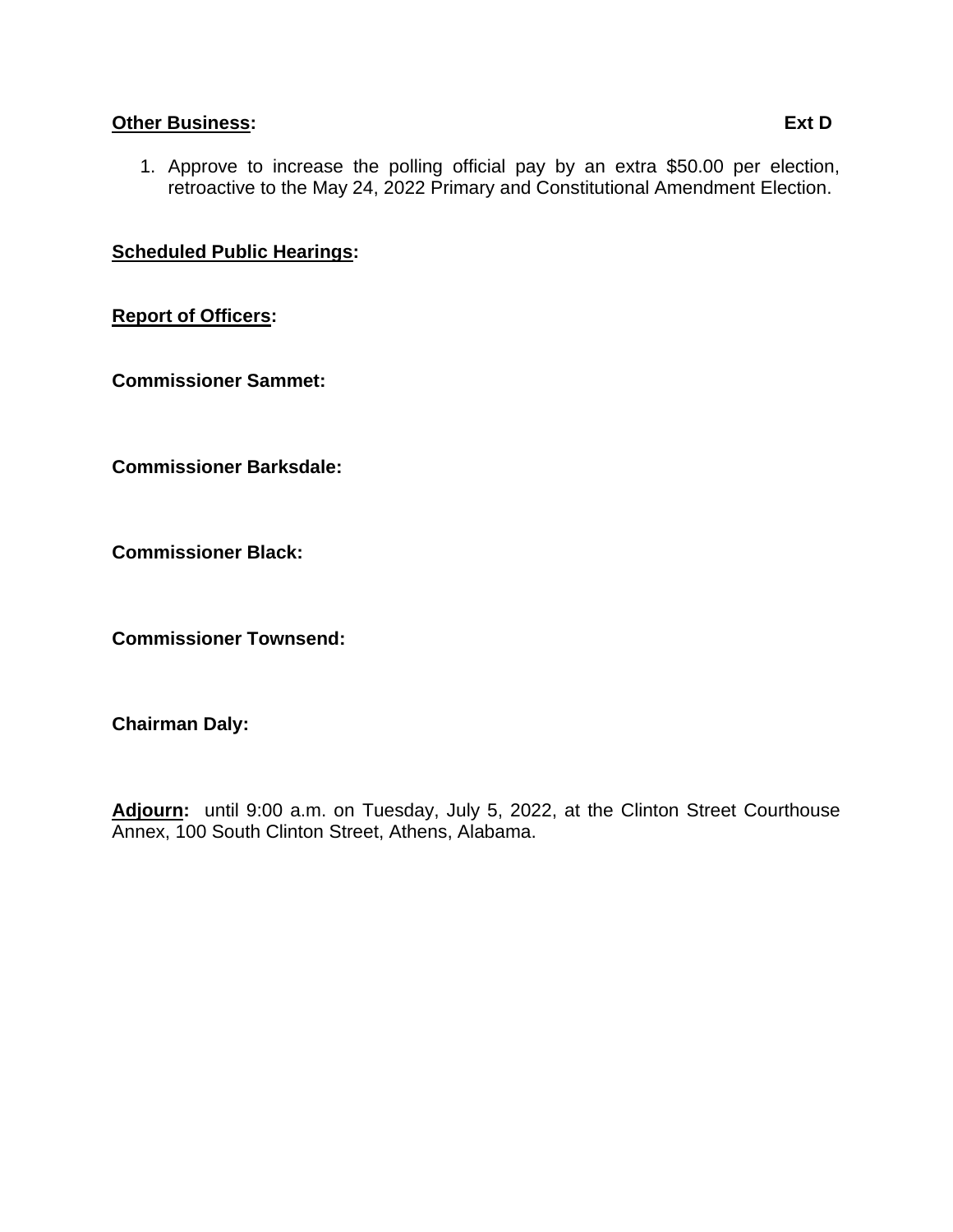**<u>Other Business</u>:** **Ext D**

1. Approve to increase the polling official pay by an extra $50.00 per election, retroactive to the May 24, 2022 Primary and Constitutional Amendment Election.

**<u>Scheduled Public Hearings</u>:**

**<u>Report of Officers</u>:**

**Commissioner Sammet:**

**Commissioner Barksdale:**

**Commissioner Black:**

**Commissioner Townsend:**

**Chairman Daly:**

**<u>Adjourn</u>:** until 9:00 a.m. on Tuesday, July 5, 2022, at the Clinton Street Courthouse Annex, 100 South Clinton Street, Athens, Alabama.